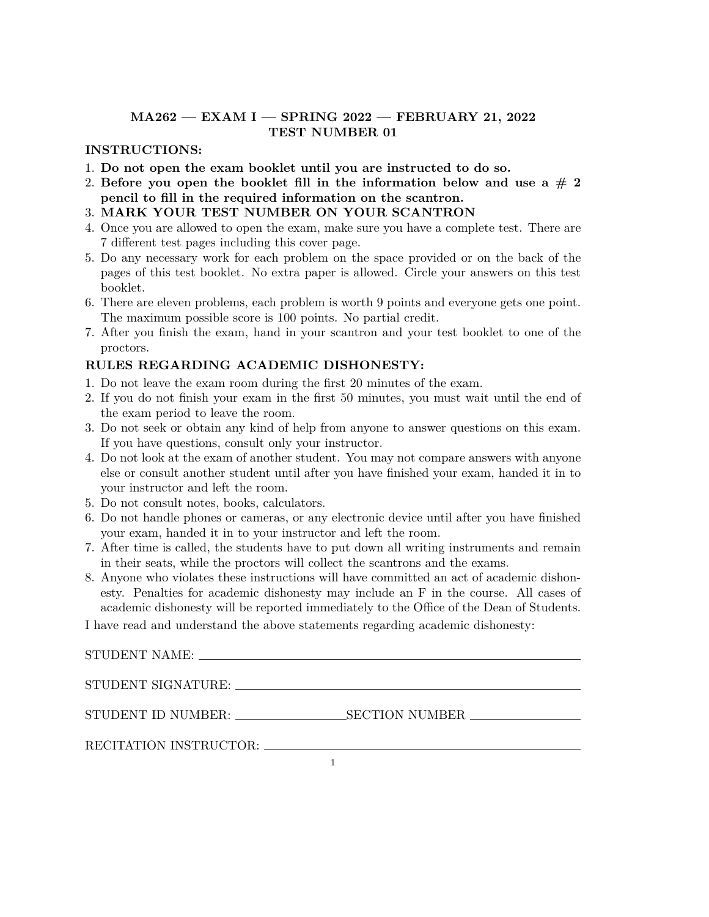# MA262 — EXAM I — SPRING 2022 — FEBRUARY 21, 2022
## TEST NUMBER 01

**INSTRUCTIONS:**

1. **Do not open the exam booklet until you are instructed to do so.**
2. **Before you open the booklet fill in the information below and use a # 2 pencil to fill in the required information on the scantron.**
3. **MARK YOUR TEST NUMBER ON YOUR SCANTRON**
4. Once you are allowed to open the exam, make sure you have a complete test. There are 7 different test pages including this cover page.
5. Do any necessary work for each problem on the space provided or on the back of the pages of this test booklet. No extra paper is allowed. Circle your answers on this test booklet.
6. There are eleven problems, each problem is worth 9 points and everyone gets one point. The maximum possible score is 100 points. No partial credit.
7. After you finish the exam, hand in your scantron and your test booklet to one of the proctors.

**RULES REGARDING ACADEMIC DISHONESTY:**

1. Do not leave the exam room during the first 20 minutes of the exam.
2. If you do not finish your exam in the first 50 minutes, you must wait until the end of the exam period to leave the room.
3. Do not seek or obtain any kind of help from anyone to answer questions on this exam. If you have questions, consult only your instructor.
4. Do not look at the exam of another student. You may not compare answers with anyone else or consult another student until after you have finished your exam, handed it in to your instructor and left the room.
5. Do not consult notes, books, calculators.
6. Do not handle phones or cameras, or any electronic device until after you have finished your exam, handed it in to your instructor and left the room.
7. After time is called, the students have to put down all writing instruments and remain in their seats, while the proctors will collect the scantrons and the exams.
8. Anyone who violates these instructions will have committed an act of academic dishonesty. Penalties for academic dishonesty may include an F in the course. All cases of academic dishonesty will be reported immediately to the Office of the Dean of Students.

I have read and understand the above statements regarding academic dishonesty:

STUDENT NAME: ____________________________________________

STUDENT SIGNATURE: ____________________________________________

STUDENT ID NUMBER: ________________ SECTION NUMBER ________________

RECITATION INSTRUCTOR: ____________________________________________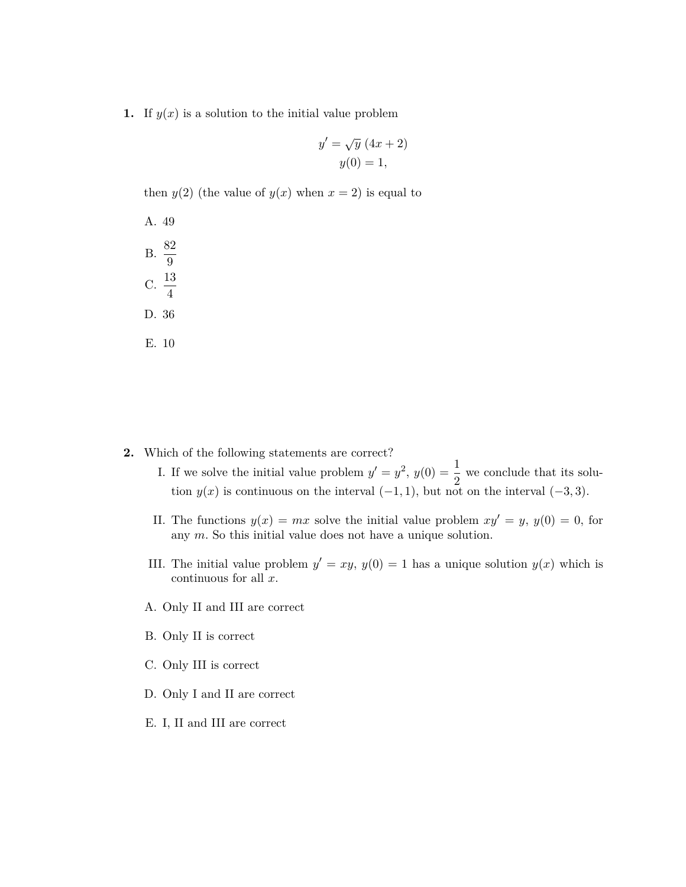**1.** If $y(x)$ is a solution to the initial value problem

$$y' = \sqrt{y}\,(4x + 2)$$
$$y(0) = 1,$$

then $y(2)$ (the value of $y(x)$ when $x = 2$) is equal to

A. 49

B. $\frac{82}{9}$

C. $\frac{13}{4}$

D. 36

E. 10

**2.** Which of the following statements are correct?

I. If we solve the initial value problem $y' = y^2$, $y(0) = \frac{1}{2}$ we conclude that its solution $y(x)$ is continuous on the interval $(-1, 1)$, but not on the interval $(-3, 3)$.

II. The functions $y(x) = mx$ solve the initial value problem $xy' = y$, $y(0) = 0$, for any $m$. So this initial value does not have a unique solution.

III. The initial value problem $y' = xy$, $y(0) = 1$ has a unique solution $y(x)$ which is continuous for all $x$.

A. Only II and III are correct

B. Only II is correct

C. Only III is correct

D. Only I and II are correct

E. I, II and III are correct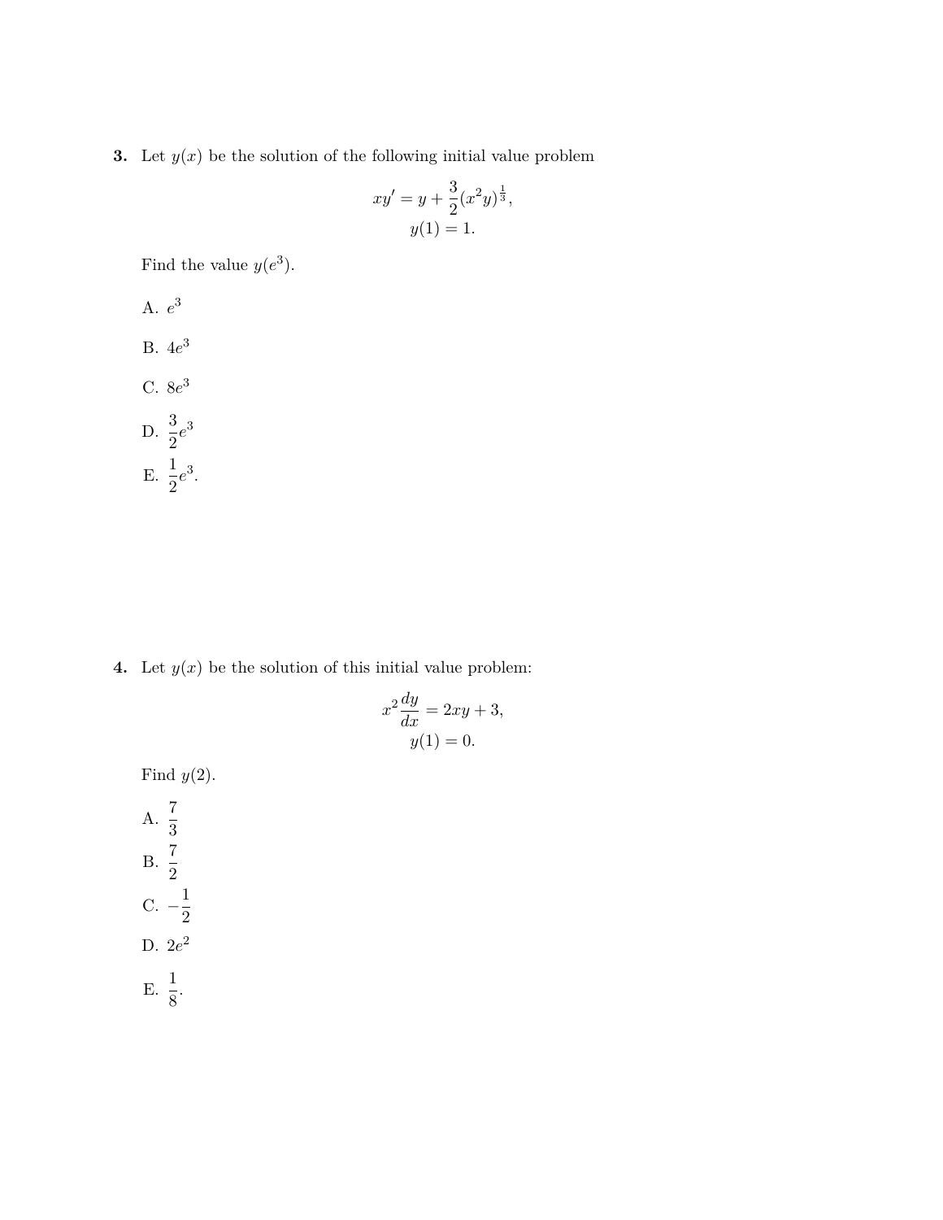**3.** Let $y(x)$ be the solution of the following initial value problem

$$xy' = y + \frac{3}{2}(x^2y)^{\frac{1}{3}},$$
$$y(1) = 1.$$

Find the value $y(e^3)$.

A. $e^3$

B. $4e^3$

C. $8e^3$

D. $\frac{3}{2}e^3$

E. $\frac{1}{2}e^3$.

**4.** Let $y(x)$ be the solution of this initial value problem:

$$x^2\frac{dy}{dx} = 2xy + 3,$$
$$y(1) = 0.$$

Find $y(2)$.

A. $\frac{7}{3}$

B. $\frac{7}{2}$

C. $-\frac{1}{2}$

D. $2e^2$

E. $\frac{1}{8}$.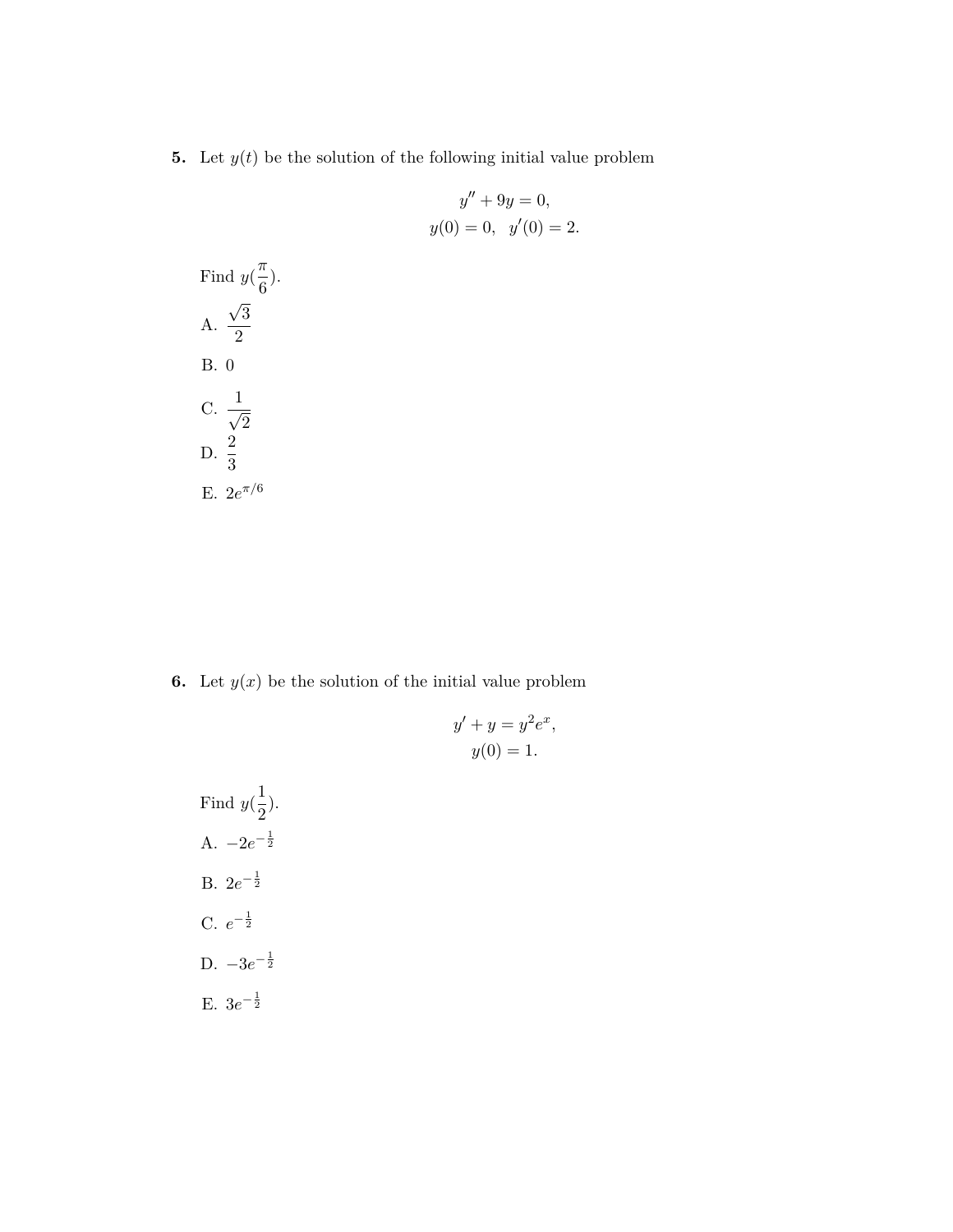**5.** Let $y(t)$ be the solution of the following initial value problem

$$y'' + 9y = 0,$$
$$y(0) = 0, \quad y'(0) = 2.$$

Find $y(\frac{\pi}{6})$.

A. $\frac{\sqrt{3}}{2}$

B. $0$

C. $\frac{1}{\sqrt{2}}$

D. $\frac{2}{3}$

E. $2e^{\pi/6}$

**6.** Let $y(x)$ be the solution of the initial value problem

$$y' + y = y^2 e^x,$$
$$y(0) = 1.$$

Find $y(\frac{1}{2})$.

A. $-2e^{-\frac{1}{2}}$

B. $2e^{-\frac{1}{2}}$

C. $e^{-\frac{1}{2}}$

D. $-3e^{-\frac{1}{2}}$

E. $3e^{-\frac{1}{2}}$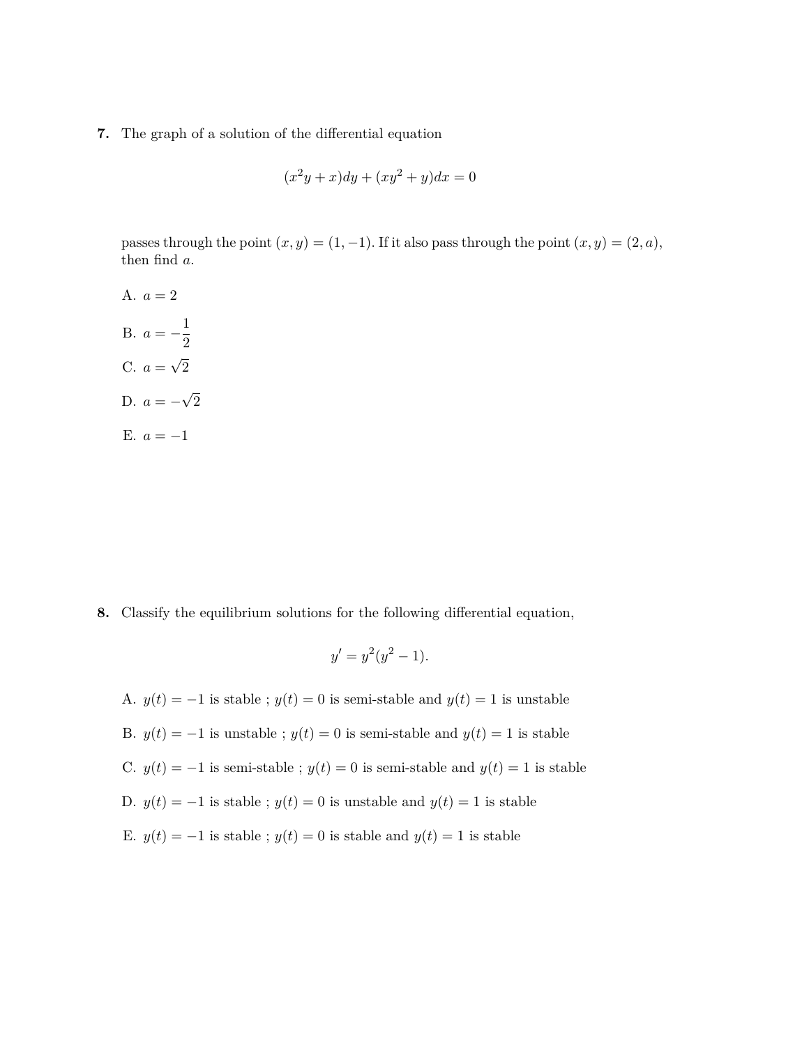**7.** The graph of a solution of the differential equation

$$(x^2y + x)dy + (xy^2 + y)dx = 0$$

passes through the point $(x, y) = (1, -1)$. If it also pass through the point $(x, y) = (2, a)$, then find $a$.

A. $a = 2$

B. $a = -\dfrac{1}{2}$

C. $a = \sqrt{2}$

D. $a = -\sqrt{2}$

E. $a = -1$

**8.** Classify the equilibrium solutions for the following differential equation,

$$y' = y^2(y^2 - 1).$$

A. $y(t) = -1$ is stable ; $y(t) = 0$ is semi-stable and $y(t) = 1$ is unstable

B. $y(t) = -1$ is unstable ; $y(t) = 0$ is semi-stable and $y(t) = 1$ is stable

C. $y(t) = -1$ is semi-stable ; $y(t) = 0$ is semi-stable and $y(t) = 1$ is stable

D. $y(t) = -1$ is stable ; $y(t) = 0$ is unstable and $y(t) = 1$ is stable

E. $y(t) = -1$ is stable ; $y(t) = 0$ is stable and $y(t) = 1$ is stable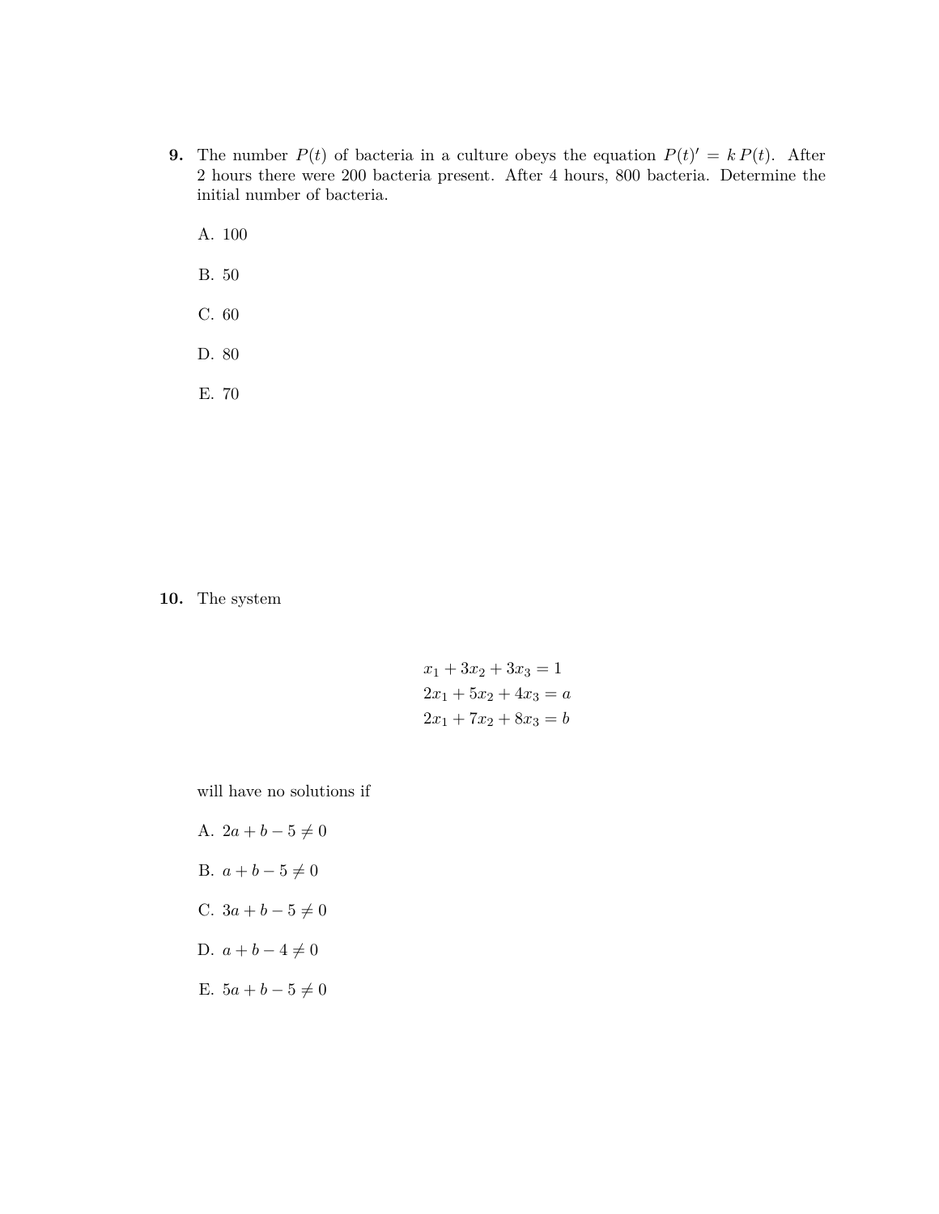**9.** The number $P(t)$ of bacteria in a culture obeys the equation $P(t)' = k\,P(t)$. After 2 hours there were 200 bacteria present. After 4 hours, 800 bacteria. Determine the initial number of bacteria.

A. 100

B. 50

C. 60

D. 80

E. 70

**10.** The system

$$
\begin{aligned}
x_1 + 3x_2 + 3x_3 &= 1 \\
2x_1 + 5x_2 + 4x_3 &= a \\
2x_1 + 7x_2 + 8x_3 &= b
\end{aligned}
$$

will have no solutions if

A. $2a + b - 5 \neq 0$

B. $a + b - 5 \neq 0$

C. $3a + b - 5 \neq 0$

D. $a + b - 4 \neq 0$

E. $5a + b - 5 \neq 0$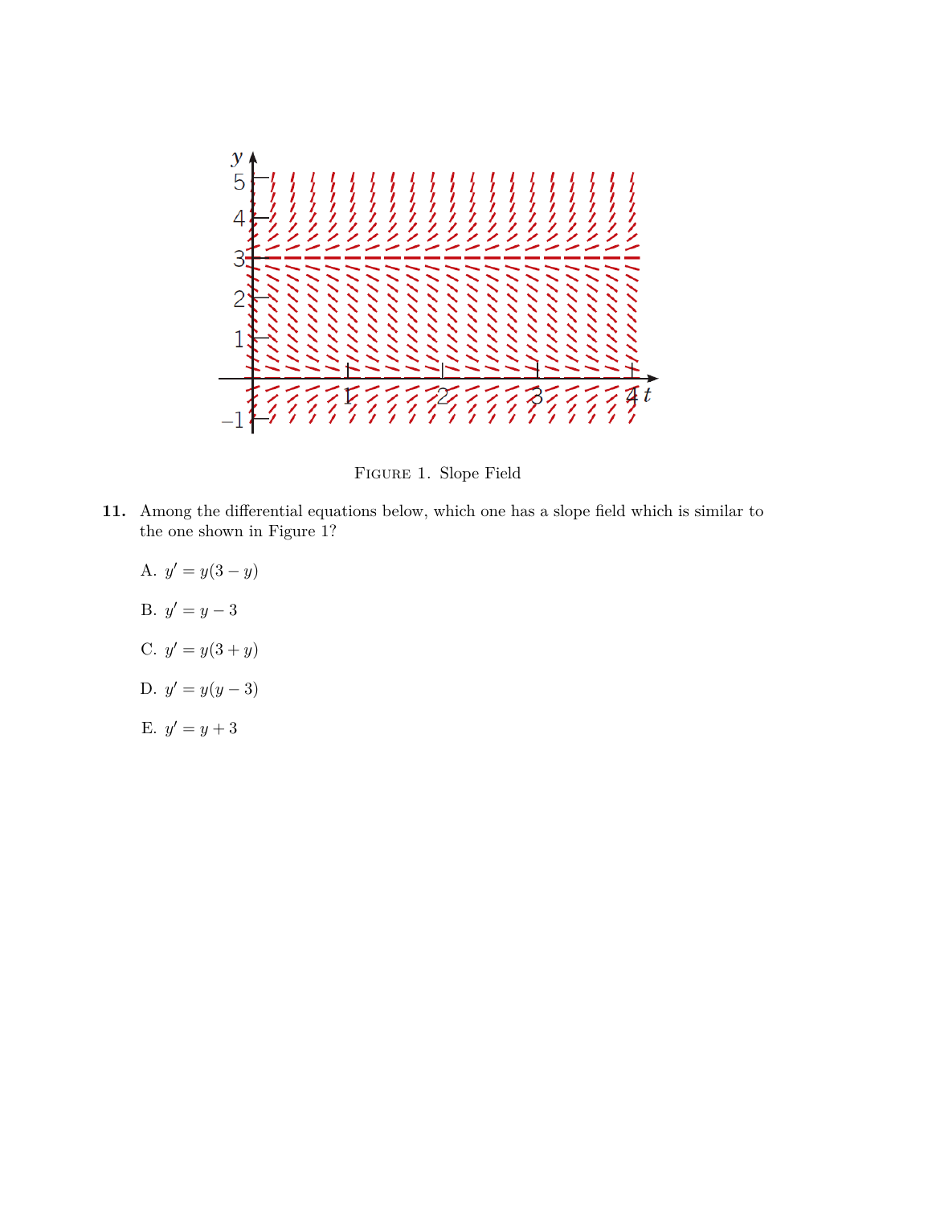y

5

4

3

2

1

−1

1

2

3

4

t

FIGURE 1. Slope Field

**11.** Among the differential equations below, which one has a slope field which is similar to the one shown in Figure 1?

A. $y' = y(3 - y)$

B. $y' = y - 3$

C. $y' = y(3 + y)$

D. $y' = y(y - 3)$

E. $y' = y + 3$